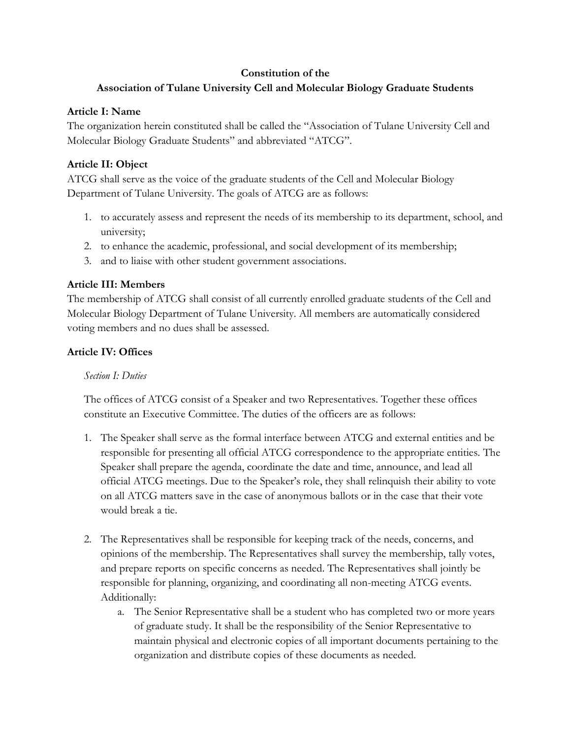# Constitution of the
# Association of Tulane University Cell and Molecular Biology Graduate Students

## Article I: Name

The organization herein constituted shall be called the "Association of Tulane University Cell and Molecular Biology Graduate Students" and abbreviated "ATCG".

## Article II: Object

ATCG shall serve as the voice of the graduate students of the Cell and Molecular Biology Department of Tulane University. The goals of ATCG are as follows:

1. to accurately assess and represent the needs of its membership to its department, school, and university;
2. to enhance the academic, professional, and social development of its membership;
3. and to liaise with other student government associations.

## Article III: Members

The membership of ATCG shall consist of all currently enrolled graduate students of the Cell and Molecular Biology Department of Tulane University. All members are automatically considered voting members and no dues shall be assessed.

## Article IV: Offices

### *Section I: Duties*

The offices of ATCG consist of a Speaker and two Representatives. Together these offices constitute an Executive Committee. The duties of the officers are as follows:

1. The Speaker shall serve as the formal interface between ATCG and external entities and be responsible for presenting all official ATCG correspondence to the appropriate entities. The Speaker shall prepare the agenda, coordinate the date and time, announce, and lead all official ATCG meetings. Due to the Speaker's role, they shall relinquish their ability to vote on all ATCG matters save in the case of anonymous ballots or in the case that their vote would break a tie.

2. The Representatives shall be responsible for keeping track of the needs, concerns, and opinions of the membership. The Representatives shall survey the membership, tally votes, and prepare reports on specific concerns as needed. The Representatives shall jointly be responsible for planning, organizing, and coordinating all non-meeting ATCG events. Additionally:
   a. The Senior Representative shall be a student who has completed two or more years of graduate study. It shall be the responsibility of the Senior Representative to maintain physical and electronic copies of all important documents pertaining to the organization and distribute copies of these documents as needed.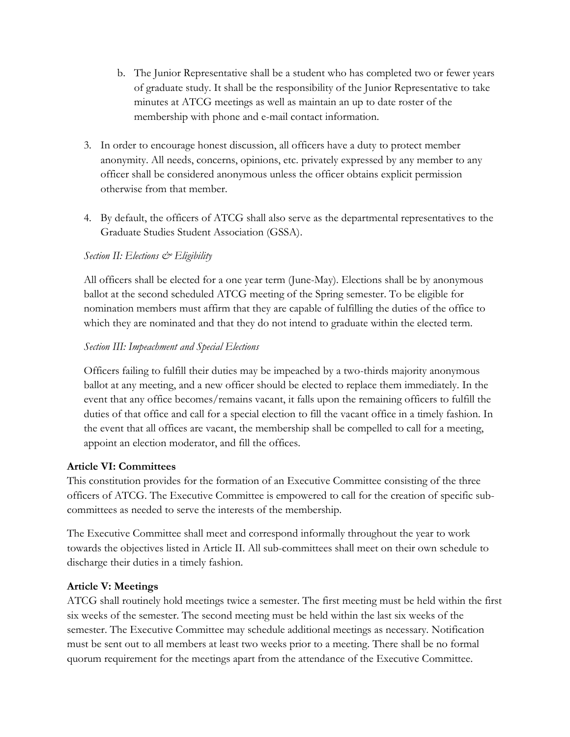b. The Junior Representative shall be a student who has completed two or fewer years of graduate study. It shall be the responsibility of the Junior Representative to take minutes at ATCG meetings as well as maintain an up to date roster of the membership with phone and e-mail contact information.

3. In order to encourage honest discussion, all officers have a duty to protect member anonymity. All needs, concerns, opinions, etc. privately expressed by any member to any officer shall be considered anonymous unless the officer obtains explicit permission otherwise from that member.

4. By default, the officers of ATCG shall also serve as the departmental representatives to the Graduate Studies Student Association (GSSA).

*Section II: Elections & Eligibility*

All officers shall be elected for a one year term (June-May). Elections shall be by anonymous ballot at the second scheduled ATCG meeting of the Spring semester. To be eligible for nomination members must affirm that they are capable of fulfilling the duties of the office to which they are nominated and that they do not intend to graduate within the elected term.

*Section III: Impeachment and Special Elections*

Officers failing to fulfill their duties may be impeached by a two-thirds majority anonymous ballot at any meeting, and a new officer should be elected to replace them immediately. In the event that any office becomes/remains vacant, it falls upon the remaining officers to fulfill the duties of that office and call for a special election to fill the vacant office in a timely fashion. In the event that all offices are vacant, the membership shall be compelled to call for a meeting, appoint an election moderator, and fill the offices.

**Article VI: Committees**

This constitution provides for the formation of an Executive Committee consisting of the three officers of ATCG. The Executive Committee is empowered to call for the creation of specific sub-committees as needed to serve the interests of the membership.

The Executive Committee shall meet and correspond informally throughout the year to work towards the objectives listed in Article II. All sub-committees shall meet on their own schedule to discharge their duties in a timely fashion.

**Article V: Meetings**

ATCG shall routinely hold meetings twice a semester. The first meeting must be held within the first six weeks of the semester. The second meeting must be held within the last six weeks of the semester. The Executive Committee may schedule additional meetings as necessary. Notification must be sent out to all members at least two weeks prior to a meeting. There shall be no formal quorum requirement for the meetings apart from the attendance of the Executive Committee.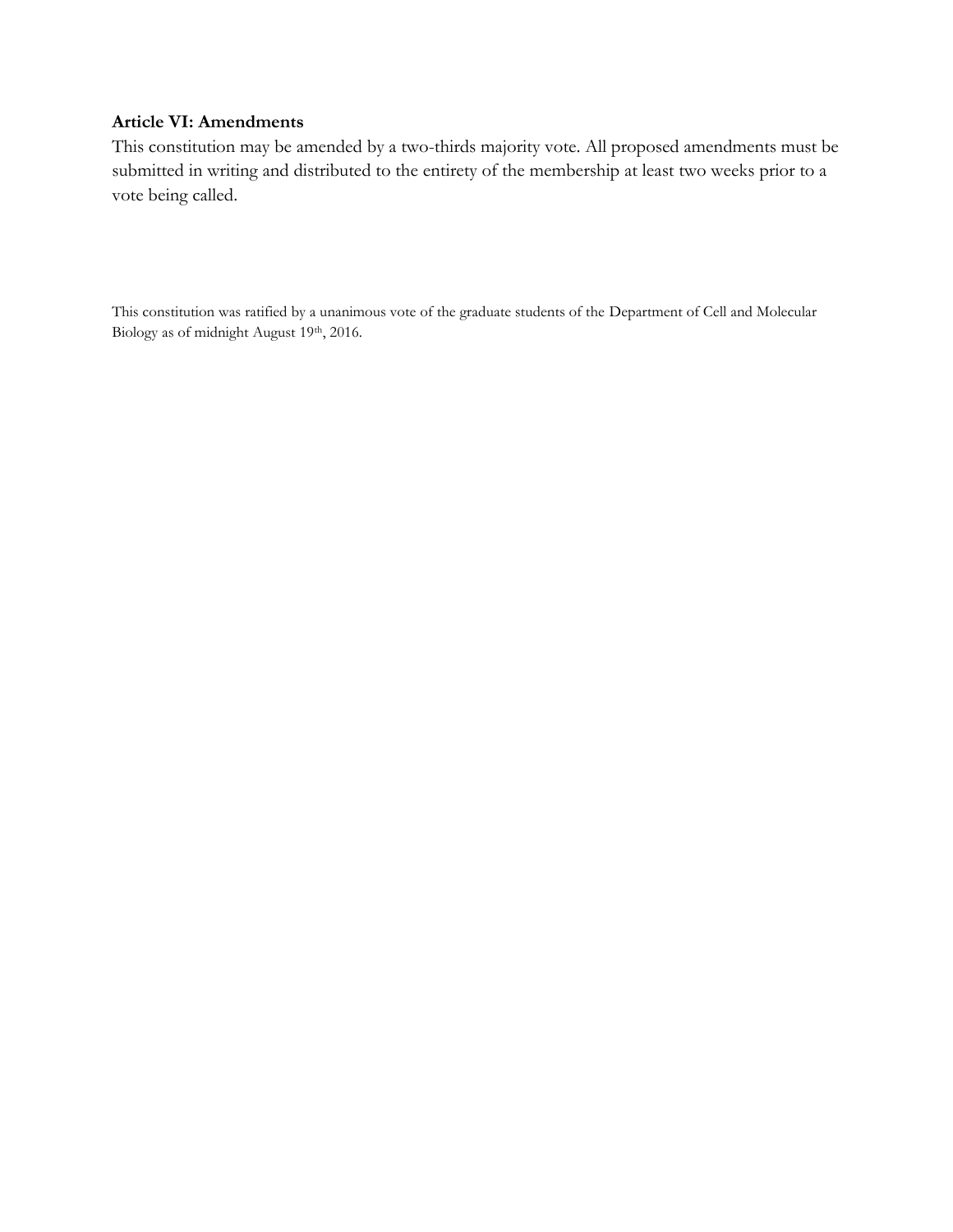**Article VI: Amendments**

This constitution may be amended by a two-thirds majority vote. All proposed amendments must be submitted in writing and distributed to the entirety of the membership at least two weeks prior to a vote being called.

This constitution was ratified by a unanimous vote of the graduate students of the Department of Cell and Molecular Biology as of midnight August 19th, 2016.